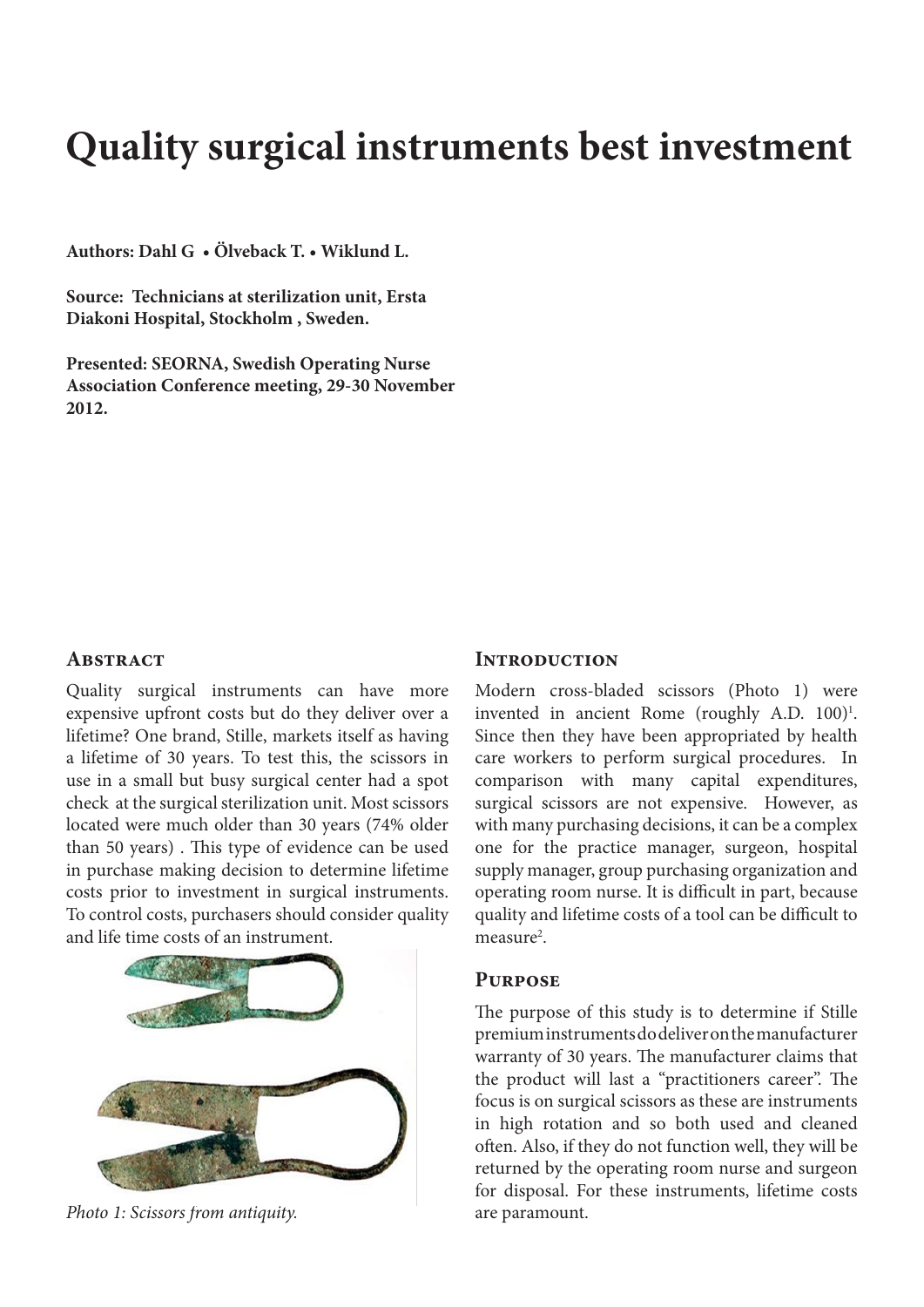// Title
# Quality surgical instruments best investment

**Authors: Dahl G • Ölveback T. • Wiklund L.**

**Source: Technicians at sterilization unit, Ersta Diakoni Hospital, Stockholm , Sweden.**

**Presented: SEORNA, Swedish Operating Nurse Association Conference meeting, 29-30 November 2012.**

## Abstract

Quality surgical instruments can have more expensive upfront costs but do they deliver over a lifetime? One brand, Stille, markets itself as having a lifetime of 30 years. To test this, the scissors in use in a small but busy surgical center had a spot check at the surgical sterilization unit. Most scissors located were much older than 30 years (74% older than 50 years) . This type of evidence can be used in purchase making decision to determine lifetime costs prior to investment in surgical instruments. To control costs, purchasers should consider quality and life time costs of an instrument.

*Photo 1: Scissors from antiquity.*

## Introduction

Modern cross-bladed scissors (Photo 1) were invented in ancient Rome (roughly A.D. 100)[1]. Since then they have been appropriated by health care workers to perform surgical procedures. In comparison with many capital expenditures, surgical scissors are not expensive. However, as with many purchasing decisions, it can be a complex one for the practice manager, surgeon, hospital supply manager, group purchasing organization and operating room nurse. It is difficult in part, because quality and lifetime costs of a tool can be difficult to measure[2].

## Purpose

The purpose of this study is to determine if Stille premium instruments do deliver on the manufacturer warranty of 30 years. The manufacturer claims that the product will last a "practitioners career". The focus is on surgical scissors as these are instruments in high rotation and so both used and cleaned often. Also, if they do not function well, they will be returned by the operating room nurse and surgeon for disposal. For these instruments, lifetime costs are paramount.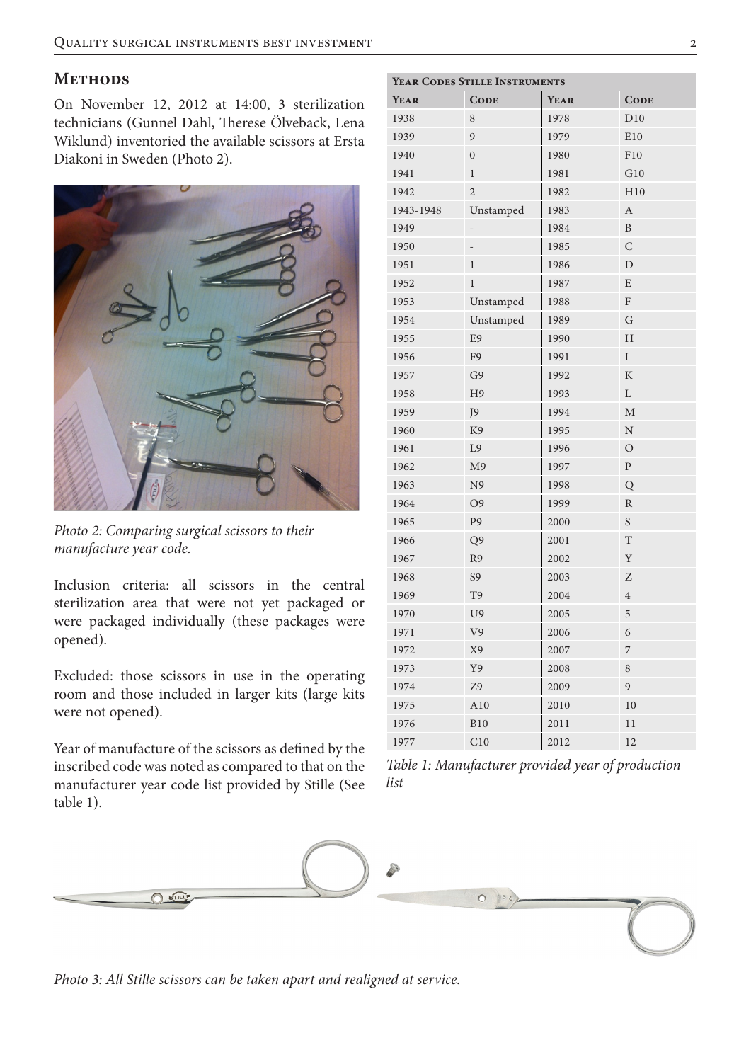## Methods

On November 12, 2012 at 14:00, 3 sterilization technicians (Gunnel Dahl, Therese Ölveback, Lena Wiklund) inventoried the available scissors at Ersta Diakoni in Sweden (Photo 2).

*Photo 2: Comparing surgical scissors to their manufacture year code.*

Inclusion criteria: all scissors in the central sterilization area that were not yet packaged or were packaged individually (these packages were opened).

Excluded: those scissors in use in the operating room and those included in larger kits (large kits were not opened).

Year of manufacture of the scissors as defined by the inscribed code was noted as compared to that on the manufacturer year code list provided by Stille (See table 1).

**Year Codes Stille Instruments**

| Year | Code | Year | Code |
|---|---|---|---|
| 1938 | 8 | 1978 | D10 |
| 1939 | 9 | 1979 | E10 |
| 1940 | 0 | 1980 | F10 |
| 1941 | 1 | 1981 | G10 |
| 1942 | 2 | 1982 | H10 |
| 1943-1948 | Unstamped | 1983 | A |
| 1949 | - | 1984 | B |
| 1950 | - | 1985 | C |
| 1951 | 1 | 1986 | D |
| 1952 | 1 | 1987 | E |
| 1953 | Unstamped | 1988 | F |
| 1954 | Unstamped | 1989 | G |
| 1955 | E9 | 1990 | H |
| 1956 | F9 | 1991 | I |
| 1957 | G9 | 1992 | K |
| 1958 | H9 | 1993 | L |
| 1959 | J9 | 1994 | M |
| 1960 | K9 | 1995 | N |
| 1961 | L9 | 1996 | O |
| 1962 | M9 | 1997 | P |
| 1963 | N9 | 1998 | Q |
| 1964 | O9 | 1999 | R |
| 1965 | P9 | 2000 | S |
| 1966 | Q9 | 2001 | T |
| 1967 | R9 | 2002 | Y |
| 1968 | S9 | 2003 | Z |
| 1969 | T9 | 2004 | 4 |
| 1970 | U9 | 2005 | 5 |
| 1971 | V9 | 2006 | 6 |
| 1972 | X9 | 2007 | 7 |
| 1973 | Y9 | 2008 | 8 |
| 1974 | Z9 | 2009 | 9 |
| 1975 | A10 | 2010 | 10 |
| 1976 | B10 | 2011 | 11 |
| 1977 | C10 | 2012 | 12 |

*Table 1: Manufacturer provided year of production list*

*Photo 3: All Stille scissors can be taken apart and realigned at service.*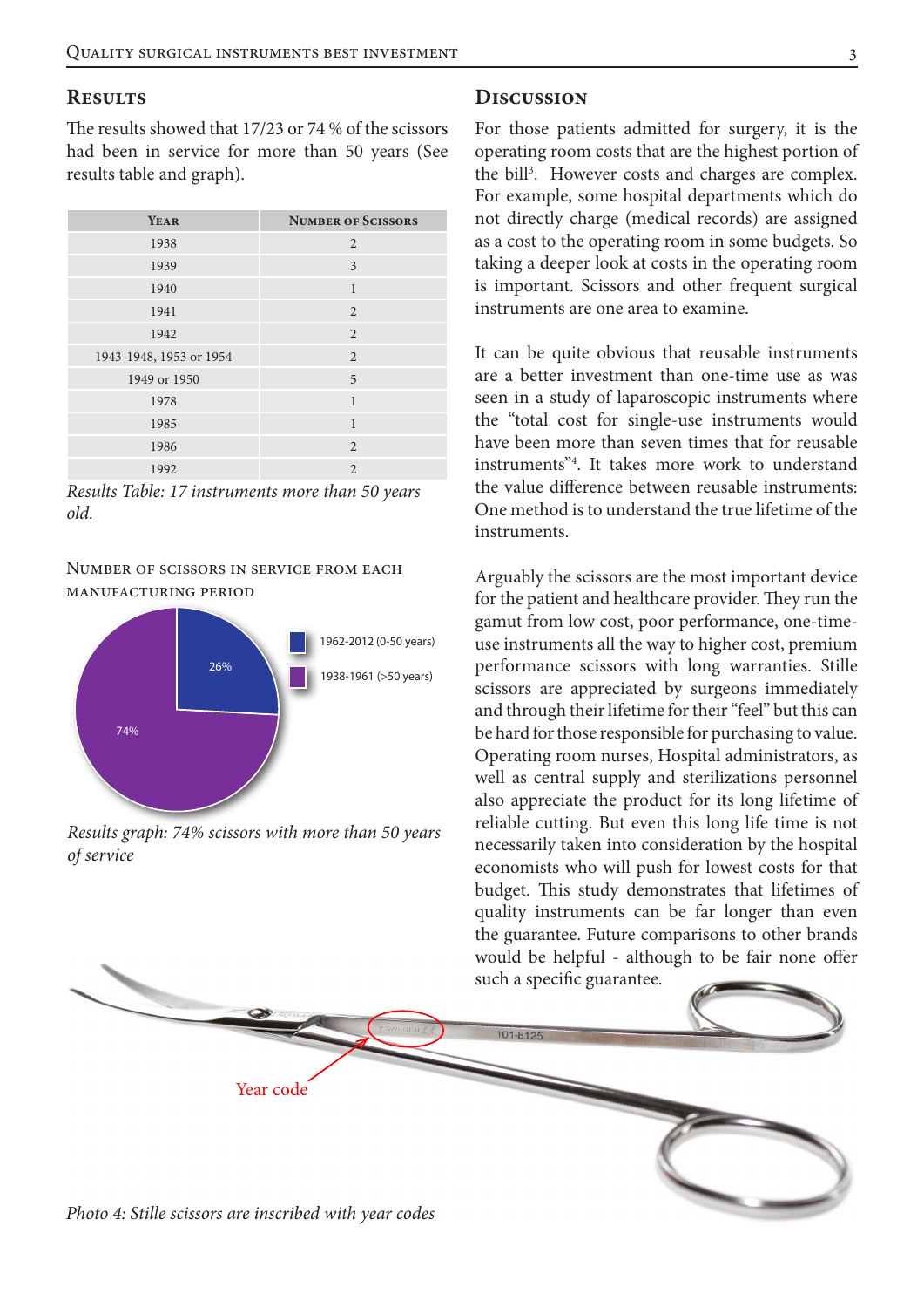## Results

The results showed that 17/23 or 74 % of the scissors had been in service for more than 50 years (See results table and graph).

| Year | Number of Scissors |
|---|---|
| 1938 | 2 |
| 1939 | 3 |
| 1940 | 1 |
| 1941 | 2 |
| 1942 | 2 |
| 1943-1948, 1953 or 1954 | 2 |
| 1949 or 1950 | 5 |
| 1978 | 1 |
| 1985 | 1 |
| 1986 | 2 |
| 1992 | 2 |

*Results Table: 17 instruments more than 50 years old.*

Number of scissors in service from each manufacturing period

1962-2012 (0-50 years): 26%
1938-1961 (>50 years): 74%

*Results graph: 74% scissors with more than 50 years of service*

## Discussion

For those patients admitted for surgery, it is the operating room costs that are the highest portion of the bill[3]. However costs and charges are complex. For example, some hospital departments which do not directly charge (medical records) are assigned as a cost to the operating room in some budgets. So taking a deeper look at costs in the operating room is important. Scissors and other frequent surgical instruments are one area to examine.

It can be quite obvious that reusable instruments are a better investment than one-time use as was seen in a study of laparoscopic instruments where the "total cost for single-use instruments would have been more than seven times that for reusable instruments"[4]. It takes more work to understand the value difference between reusable instruments: One method is to understand the true lifetime of the instruments.

Arguably the scissors are the most important device for the patient and healthcare provider. They run the gamut from low cost, poor performance, one-time-use instruments all the way to higher cost, premium performance scissors with long warranties. Stille scissors are appreciated by surgeons immediately and through their lifetime for their "feel" but this can be hard for those responsible for purchasing to value. Operating room nurses, Hospital administrators, as well as central supply and sterilizations personnel also appreciate the product for its long lifetime of reliable cutting. But even this long life time is not necessarily taken into consideration by the hospital economists who will push for lowest costs for that budget. This study demonstrates that lifetimes of quality instruments can be far longer than even the guarantee. Future comparisons to other brands would be helpful - although to be fair none offer such a specific guarantee.

Year code

*Photo 4: Stille scissors are inscribed with year codes*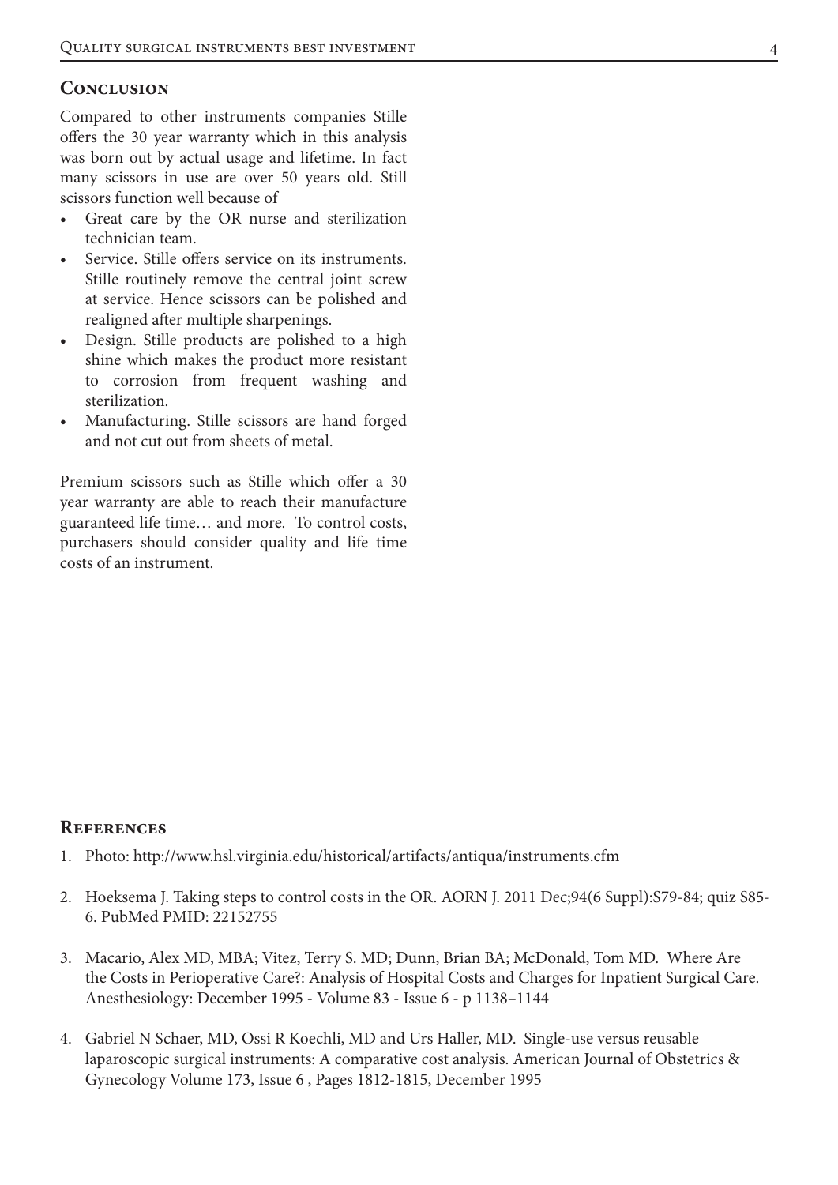## Conclusion

Compared to other instruments companies Stille offers the 30 year warranty which in this analysis was born out by actual usage and lifetime. In fact many scissors in use are over 50 years old. Still scissors function well because of

- Great care by the OR nurse and sterilization technician team.
- Service. Stille offers service on its instruments. Stille routinely remove the central joint screw at service. Hence scissors can be polished and realigned after multiple sharpenings.
- Design. Stille products are polished to a high shine which makes the product more resistant to corrosion from frequent washing and sterilization.
- Manufacturing. Stille scissors are hand forged and not cut out from sheets of metal.

Premium scissors such as Stille which offer a 30 year warranty are able to reach their manufacture guaranteed life time… and more. To control costs, purchasers should consider quality and life time costs of an instrument.

## References

1. Photo: http://www.hsl.virginia.edu/historical/artifacts/antiqua/instruments.cfm
2. Hoeksema J. Taking steps to control costs in the OR. AORN J. 2011 Dec;94(6 Suppl):S79-84; quiz S85-6. PubMed PMID: 22152755
3. Macario, Alex MD, MBA; Vitez, Terry S. MD; Dunn, Brian BA; McDonald, Tom MD. Where Are the Costs in Perioperative Care?: Analysis of Hospital Costs and Charges for Inpatient Surgical Care. Anesthesiology: December 1995 - Volume 83 - Issue 6 - p 1138–1144
4. Gabriel N Schaer, MD, Ossi R Koechli, MD and Urs Haller, MD. Single-use versus reusable laparoscopic surgical instruments: A comparative cost analysis. American Journal of Obstetrics & Gynecology Volume 173, Issue 6 , Pages 1812-1815, December 1995